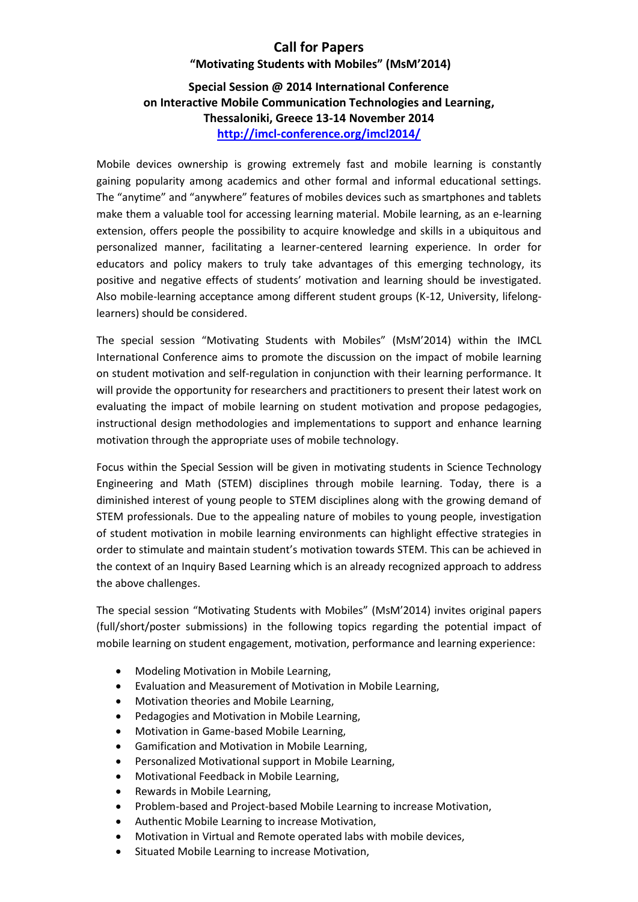# Call for Papers

## "Motivating Students with Mobiles" (MsM'2014)

### Special Session @ 2014 International Conference on Interactive Mobile Communication Technologies and Learning, Thessaloniki, Greece 13-14 November 2014

[http://imcl-conference.org/imcl2014/](http://imcl-conference.org/imcl2014/)

Mobile devices ownership is growing extremely fast and mobile learning is constantly gaining popularity among academics and other formal and informal educational settings. The "anytime" and "anywhere" features of mobiles devices such as smartphones and tablets make them a valuable tool for accessing learning material. Mobile learning, as an e-learning extension, offers people the possibility to acquire knowledge and skills in a ubiquitous and personalized manner, facilitating a learner-centered learning experience. In order for educators and policy makers to truly take advantages of this emerging technology, its positive and negative effects of students' motivation and learning should be investigated. Also mobile-learning acceptance among different student groups (K-12, University, lifelong-learners) should be considered.

The special session "Motivating Students with Mobiles" (MsM'2014) within the IMCL International Conference aims to promote the discussion on the impact of mobile learning on student motivation and self-regulation in conjunction with their learning performance. It will provide the opportunity for researchers and practitioners to present their latest work on evaluating the impact of mobile learning on student motivation and propose pedagogies, instructional design methodologies and implementations to support and enhance learning motivation through the appropriate uses of mobile technology.

Focus within the Special Session will be given in motivating students in Science Technology Engineering and Math (STEM) disciplines through mobile learning. Today, there is a diminished interest of young people to STEM disciplines along with the growing demand of STEM professionals. Due to the appealing nature of mobiles to young people, investigation of student motivation in mobile learning environments can highlight effective strategies in order to stimulate and maintain student's motivation towards STEM. This can be achieved in the context of an Inquiry Based Learning which is an already recognized approach to address the above challenges.

The special session "Motivating Students with Mobiles" (MsM'2014) invites original papers (full/short/poster submissions) in the following topics regarding the potential impact of mobile learning on student engagement, motivation, performance and learning experience:

- Modeling Motivation in Mobile Learning,
- Evaluation and Measurement of Motivation in Mobile Learning,
- Motivation theories and Mobile Learning,
- Pedagogies and Motivation in Mobile Learning,
- Motivation in Game-based Mobile Learning,
- Gamification and Motivation in Mobile Learning,
- Personalized Motivational support in Mobile Learning,
- Motivational Feedback in Mobile Learning,
- Rewards in Mobile Learning,
- Problem-based and Project-based Mobile Learning to increase Motivation,
- Authentic Mobile Learning to increase Motivation,
- Motivation in Virtual and Remote operated labs with mobile devices,
- Situated Mobile Learning to increase Motivation,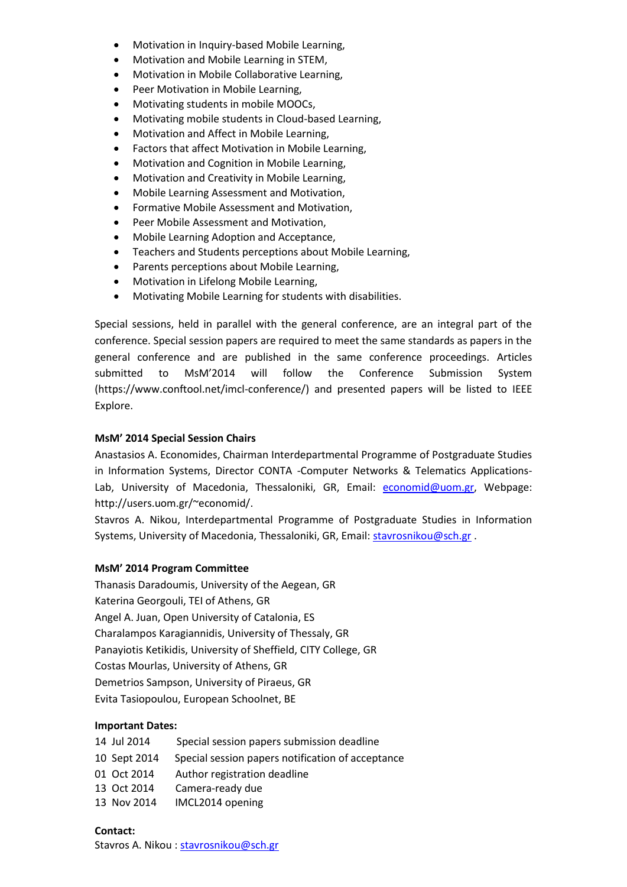- Motivation in Inquiry-based Mobile Learning,
- Motivation and Mobile Learning in STEM,
- Motivation in Mobile Collaborative Learning,
- Peer Motivation in Mobile Learning,
- Motivating students in mobile MOOCs,
- Motivating mobile students in Cloud-based Learning,
- Motivation and Affect in Mobile Learning,
- Factors that affect Motivation in Mobile Learning,
- Motivation and Cognition in Mobile Learning,
- Motivation and Creativity in Mobile Learning,
- Mobile Learning Assessment and Motivation,
- Formative Mobile Assessment and Motivation,
- Peer Mobile Assessment and Motivation,
- Mobile Learning Adoption and Acceptance,
- Teachers and Students perceptions about Mobile Learning,
- Parents perceptions about Mobile Learning,
- Motivation in Lifelong Mobile Learning,
- Motivating Mobile Learning for students with disabilities.

Special sessions, held in parallel with the general conference, are an integral part of the conference. Special session papers are required to meet the same standards as papers in the general conference and are published in the same conference proceedings. Articles submitted to MsM'2014 will follow the Conference Submission System (https://www.conftool.net/imcl-conference/) and presented papers will be listed to IEEE Explore.

**MsM' 2014 Special Session Chairs**

Anastasios A. Economides, Chairman Interdepartmental Programme of Postgraduate Studies in Information Systems, Director CONTA -Computer Networks & Telematics Applications-Lab, University of Macedonia, Thessaloniki, GR, Email: economid@uom.gr, Webpage: http://users.uom.gr/~economid/.

Stavros A. Nikou, Interdepartmental Programme of Postgraduate Studies in Information Systems, University of Macedonia, Thessaloniki, GR, Email: stavrosnikou@sch.gr .

**MsM' 2014 Program Committee**

Thanasis Daradoumis, University of the Aegean, GR
Katerina Georgouli, TEI of Athens, GR
Angel A. Juan, Open University of Catalonia, ES
Charalampos Karagiannidis, University of Thessaly, GR
Panayiotis Ketikidis, University of Sheffield, CITY College, GR
Costas Mourlas, University of Athens, GR
Demetrios Sampson, University of Piraeus, GR
Evita Tasiopoulou, European Schoolnet, BE

**Important Dates:**

| | |
|---|---|
| 14 Jul 2014 | Special session papers submission deadline |
| 10 Sept 2014 | Special session papers notification of acceptance |
| 01 Oct 2014 | Author registration deadline |
| 13 Oct 2014 | Camera-ready due |
| 13 Nov 2014 | IMCL2014 opening |

**Contact:**

Stavros A. Nikou : stavrosnikou@sch.gr